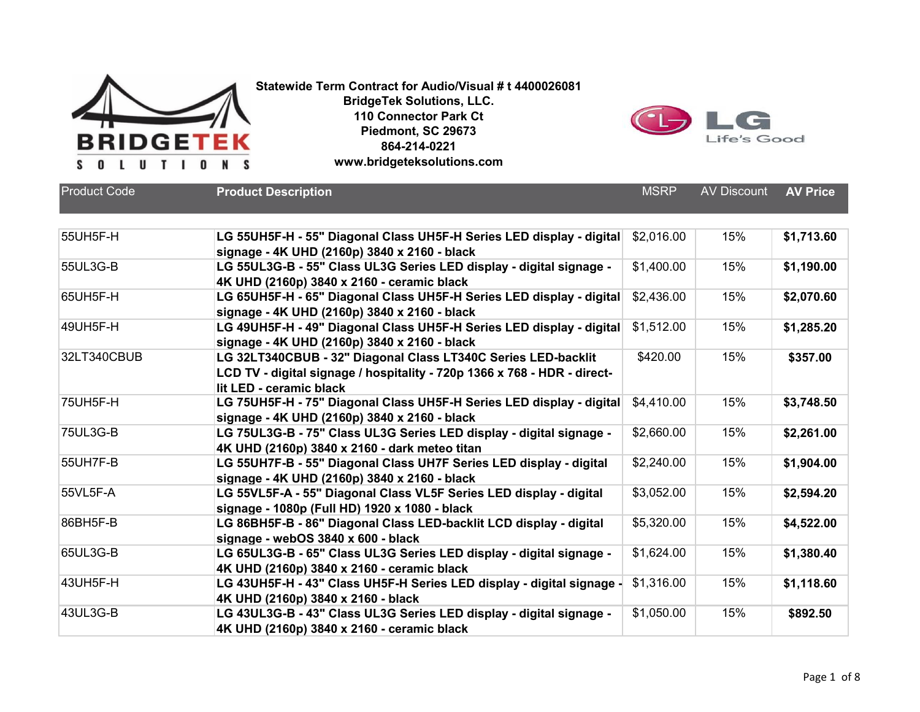**Statewide Term Contract for Audio/Visual # t 4400026081**
**BridgeTek Solutions, LLC.**
**110 Connector Park Ct**
**Piedmont, SC 29673**
**864-214-0221**
**www.bridgeteksolutions.com**

| Product Code | Product Description | MSRP | AV Discount | AV Price |
|---|---|---|---|---|
| 55UH5F-H | **LG 55UH5F-H - 55" Diagonal Class UH5F-H Series LED display - digital signage - 4K UHD (2160p) 3840 x 2160 - black** | $2,016.00 | 15% | **$1,713.60** |
| 55UL3G-B | **LG 55UL3G-B - 55" Class UL3G Series LED display - digital signage - 4K UHD (2160p) 3840 x 2160 - ceramic black** | $1,400.00 | 15% | **$1,190.00** |
| 65UH5F-H | **LG 65UH5F-H - 65" Diagonal Class UH5F-H Series LED display - digital signage - 4K UHD (2160p) 3840 x 2160 - black** | $2,436.00 | 15% | **$2,070.60** |
| 49UH5F-H | **LG 49UH5F-H - 49" Diagonal Class UH5F-H Series LED display - digital signage - 4K UHD (2160p) 3840 x 2160 - black** | $1,512.00 | 15% | **$1,285.20** |
| 32LT340CBUB | **LG 32LT340CBUB - 32" Diagonal Class LT340C Series LED-backlit LCD TV - digital signage / hospitality - 720p 1366 x 768 - HDR - direct-lit LED - ceramic black** | $420.00 | 15% | **$357.00** |
| 75UH5F-H | **LG 75UH5F-H - 75" Diagonal Class UH5F-H Series LED display - digital signage - 4K UHD (2160p) 3840 x 2160 - black** | $4,410.00 | 15% | **$3,748.50** |
| 75UL3G-B | **LG 75UL3G-B - 75" Class UL3G Series LED display - digital signage - 4K UHD (2160p) 3840 x 2160 - dark meteo titan** | $2,660.00 | 15% | **$2,261.00** |
| 55UH7F-B | **LG 55UH7F-B - 55" Diagonal Class UH7F Series LED display - digital signage - 4K UHD (2160p) 3840 x 2160 - black** | $2,240.00 | 15% | **$1,904.00** |
| 55VL5F-A | **LG 55VL5F-A - 55" Diagonal Class VL5F Series LED display - digital signage - 1080p (Full HD) 1920 x 1080 - black** | $3,052.00 | 15% | **$2,594.20** |
| 86BH5F-B | **LG 86BH5F-B - 86" Diagonal Class LED-backlit LCD display - digital signage - webOS 3840 x 600 - black** | $5,320.00 | 15% | **$4,522.00** |
| 65UL3G-B | **LG 65UL3G-B - 65" Class UL3G Series LED display - digital signage - 4K UHD (2160p) 3840 x 2160 - ceramic black** | $1,624.00 | 15% | **$1,380.40** |
| 43UH5F-H | **LG 43UH5F-H - 43" Class UH5F-H Series LED display - digital signage - 4K UHD (2160p) 3840 x 2160 - black** | $1,316.00 | 15% | **$1,118.60** |
| 43UL3G-B | **LG 43UL3G-B - 43" Class UL3G Series LED display - digital signage - 4K UHD (2160p) 3840 x 2160 - ceramic black** | $1,050.00 | 15% | **$892.50** |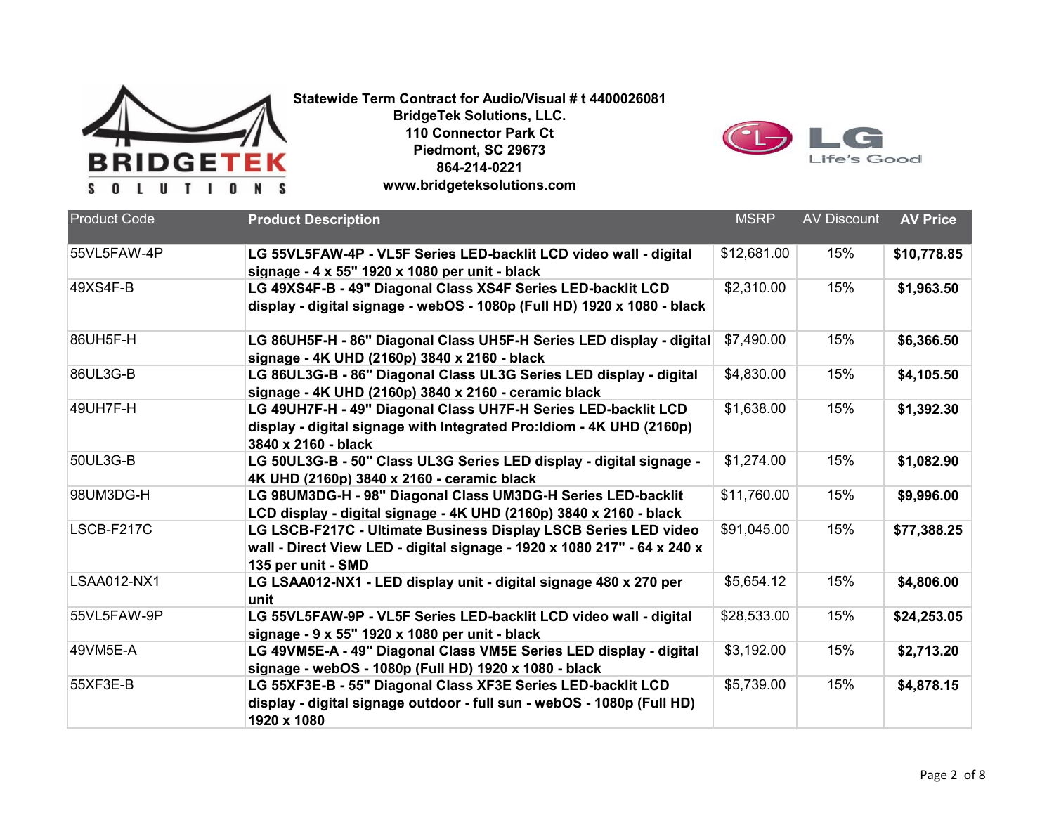**Statewide Term Contract for Audio/Visual # t 4400026081**
**BridgeTek Solutions, LLC.**
**110 Connector Park Ct**
**Piedmont, SC 29673**
**864-214-0221**
**www.bridgeteksolutions.com**

| Product Code | Product Description | MSRP | AV Discount | AV Price |
|---|---|---|---|---|
| 55VL5FAW-4P | **LG 55VL5FAW-4P - VL5F Series LED-backlit LCD video wall - digital signage - 4 x 55" 1920 x 1080 per unit - black** | $12,681.00 | 15% | **$10,778.85** |
| 49XS4F-B | **LG 49XS4F-B - 49" Diagonal Class XS4F Series LED-backlit LCD display - digital signage - webOS - 1080p (Full HD) 1920 x 1080 - black** | $2,310.00 | 15% | **$1,963.50** |
| 86UH5F-H | **LG 86UH5F-H - 86" Diagonal Class UH5F-H Series LED display - digital signage - 4K UHD (2160p) 3840 x 2160 - black** | $7,490.00 | 15% | **$6,366.50** |
| 86UL3G-B | **LG 86UL3G-B - 86" Diagonal Class UL3G Series LED display - digital signage - 4K UHD (2160p) 3840 x 2160 - ceramic black** | $4,830.00 | 15% | **$4,105.50** |
| 49UH7F-H | **LG 49UH7F-H - 49" Diagonal Class UH7F-H Series LED-backlit LCD display - digital signage with Integrated Pro:Idiom - 4K UHD (2160p) 3840 x 2160 - black** | $1,638.00 | 15% | **$1,392.30** |
| 50UL3G-B | **LG 50UL3G-B - 50" Class UL3G Series LED display - digital signage - 4K UHD (2160p) 3840 x 2160 - ceramic black** | $1,274.00 | 15% | **$1,082.90** |
| 98UM3DG-H | **LG 98UM3DG-H - 98" Diagonal Class UM3DG-H Series LED-backlit LCD display - digital signage - 4K UHD (2160p) 3840 x 2160 - black** | $11,760.00 | 15% | **$9,996.00** |
| LSCB-F217C | **LG LSCB-F217C - Ultimate Business Display LSCB Series LED video wall - Direct View LED - digital signage - 1920 x 1080 217" - 64 x 240 x 135 per unit - SMD** | $91,045.00 | 15% | **$77,388.25** |
| LSAA012-NX1 | **LG LSAA012-NX1 - LED display unit - digital signage 480 x 270 per unit** | $5,654.12 | 15% | **$4,806.00** |
| 55VL5FAW-9P | **LG 55VL5FAW-9P - VL5F Series LED-backlit LCD video wall - digital signage - 9 x 55" 1920 x 1080 per unit - black** | $28,533.00 | 15% | **$24,253.05** |
| 49VM5E-A | **LG 49VM5E-A - 49" Diagonal Class VM5E Series LED display - digital signage - webOS - 1080p (Full HD) 1920 x 1080 - black** | $3,192.00 | 15% | **$2,713.20** |
| 55XF3E-B | **LG 55XF3E-B - 55" Diagonal Class XF3E Series LED-backlit LCD display - digital signage outdoor - full sun - webOS - 1080p (Full HD) 1920 x 1080** | $5,739.00 | 15% | **$4,878.15** |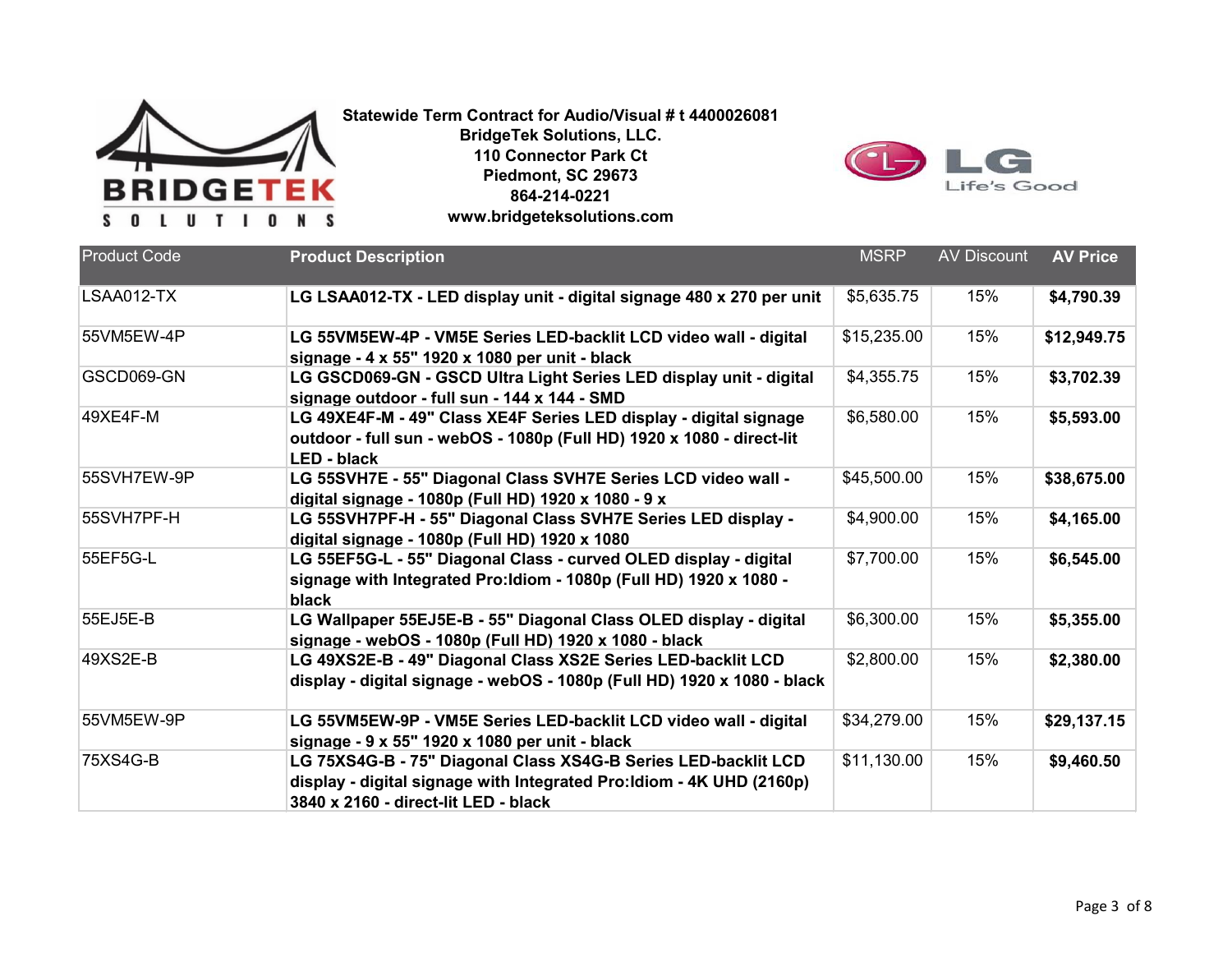**Statewide Term Contract for Audio/Visual # t 4400026081**
**BridgeTek Solutions, LLC.**
**110 Connector Park Ct**
**Piedmont, SC 29673**
**864-214-0221**
**www.bridgeteksolutions.com**

| Product Code | Product Description | MSRP | AV Discount | AV Price |
|---|---|---|---|---|
| LSAA012-TX | **LG LSAA012-TX - LED display unit - digital signage 480 x 270 per unit** | $5,635.75 | 15% | **$4,790.39** |
| 55VM5EW-4P | **LG 55VM5EW-4P - VM5E Series LED-backlit LCD video wall - digital signage - 4 x 55" 1920 x 1080 per unit - black** | $15,235.00 | 15% | **$12,949.75** |
| GSCD069-GN | **LG GSCD069-GN - GSCD Ultra Light Series LED display unit - digital signage outdoor - full sun - 144 x 144 - SMD** | $4,355.75 | 15% | **$3,702.39** |
| 49XE4F-M | **LG 49XE4F-M - 49" Class XE4F Series LED display - digital signage outdoor - full sun - webOS - 1080p (Full HD) 1920 x 1080 - direct-lit LED - black** | $6,580.00 | 15% | **$5,593.00** |
| 55SVH7EW-9P | **LG 55SVH7E - 55" Diagonal Class SVH7E Series LCD video wall - digital signage - 1080p (Full HD) 1920 x 1080 - 9 x** | $45,500.00 | 15% | **$38,675.00** |
| 55SVH7PF-H | **LG 55SVH7PF-H - 55" Diagonal Class SVH7E Series LED display - digital signage - 1080p (Full HD) 1920 x 1080** | $4,900.00 | 15% | **$4,165.00** |
| 55EF5G-L | **LG 55EF5G-L - 55" Diagonal Class - curved OLED display - digital signage with Integrated Pro:Idiom - 1080p (Full HD) 1920 x 1080 - black** | $7,700.00 | 15% | **$6,545.00** |
| 55EJ5E-B | **LG Wallpaper 55EJ5E-B - 55" Diagonal Class OLED display - digital signage - webOS - 1080p (Full HD) 1920 x 1080 - black** | $6,300.00 | 15% | **$5,355.00** |
| 49XS2E-B | **LG 49XS2E-B - 49" Diagonal Class XS2E Series LED-backlit LCD display - digital signage - webOS - 1080p (Full HD) 1920 x 1080 - black** | $2,800.00 | 15% | **$2,380.00** |
| 55VM5EW-9P | **LG 55VM5EW-9P - VM5E Series LED-backlit LCD video wall - digital signage - 9 x 55" 1920 x 1080 per unit - black** | $34,279.00 | 15% | **$29,137.15** |
| 75XS4G-B | **LG 75XS4G-B - 75" Diagonal Class XS4G-B Series LED-backlit LCD display - digital signage with Integrated Pro:Idiom - 4K UHD (2160p) 3840 x 2160 - direct-lit LED - black** | $11,130.00 | 15% | **$9,460.50** |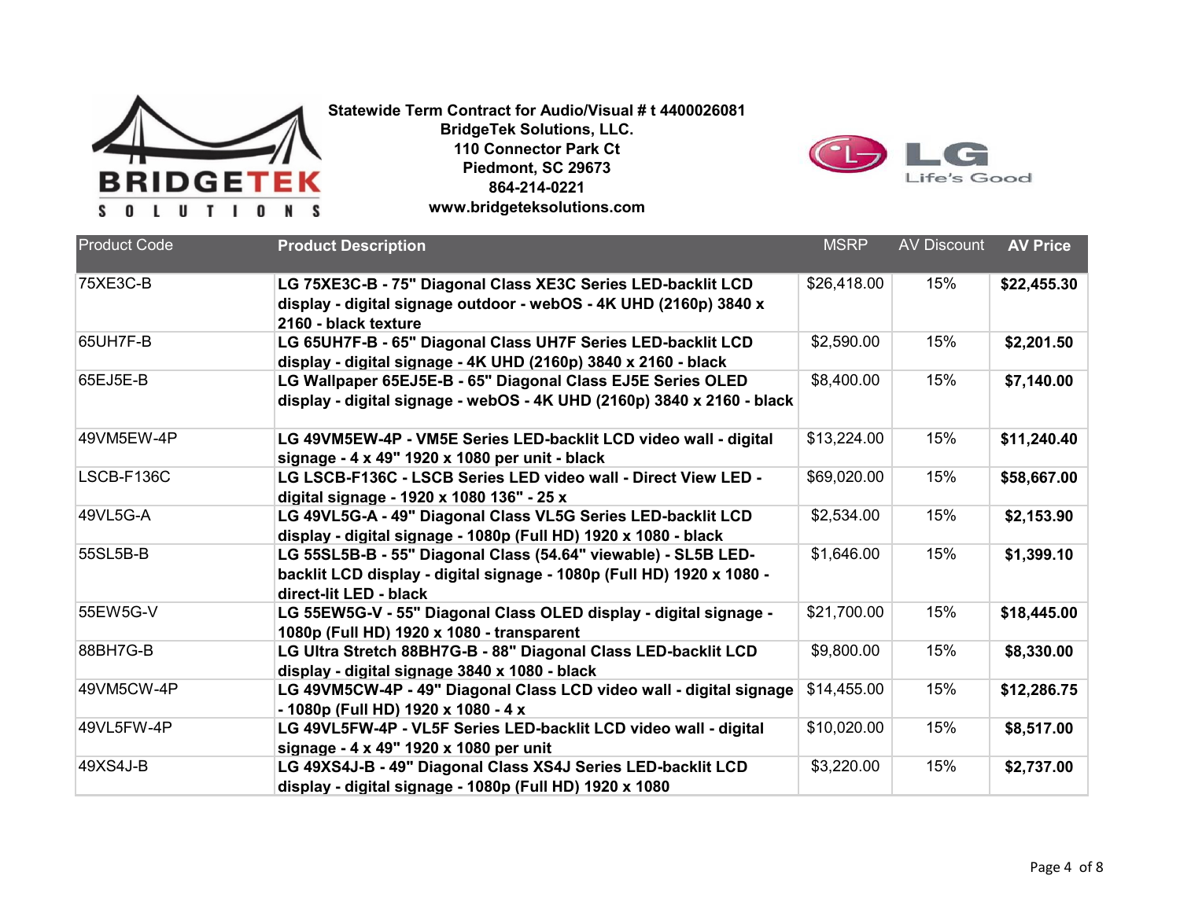**Statewide Term Contract for Audio/Visual # t 4400026081**
**BridgeTek Solutions, LLC.**
**110 Connector Park Ct**
**Piedmont, SC 29673**
**864-214-0221**
**www.bridgeteksolutions.com**

| Product Code | Product Description | MSRP | AV Discount | AV Price |
|---|---|---|---|---|
| 75XE3C-B | **LG 75XE3C-B - 75" Diagonal Class XE3C Series LED-backlit LCD display - digital signage outdoor - webOS - 4K UHD (2160p) 3840 x 2160 - black texture** | $26,418.00 | 15% | **$22,455.30** |
| 65UH7F-B | **LG 65UH7F-B - 65" Diagonal Class UH7F Series LED-backlit LCD display - digital signage - 4K UHD (2160p) 3840 x 2160 - black** | $2,590.00 | 15% | **$2,201.50** |
| 65EJ5E-B | **LG Wallpaper 65EJ5E-B - 65" Diagonal Class EJ5E Series OLED display - digital signage - webOS - 4K UHD (2160p) 3840 x 2160 - black** | $8,400.00 | 15% | **$7,140.00** |
| 49VM5EW-4P | **LG 49VM5EW-4P - VM5E Series LED-backlit LCD video wall - digital signage - 4 x 49" 1920 x 1080 per unit - black** | $13,224.00 | 15% | **$11,240.40** |
| LSCB-F136C | **LG LSCB-F136C - LSCB Series LED video wall - Direct View LED - digital signage - 1920 x 1080 136" - 25 x** | $69,020.00 | 15% | **$58,667.00** |
| 49VL5G-A | **LG 49VL5G-A - 49" Diagonal Class VL5G Series LED-backlit LCD display - digital signage - 1080p (Full HD) 1920 x 1080 - black** | $2,534.00 | 15% | **$2,153.90** |
| 55SL5B-B | **LG 55SL5B-B - 55" Diagonal Class (54.64" viewable) - SL5B LED-backlit LCD display - digital signage - 1080p (Full HD) 1920 x 1080 - direct-lit LED - black** | $1,646.00 | 15% | **$1,399.10** |
| 55EW5G-V | **LG 55EW5G-V - 55" Diagonal Class OLED display - digital signage - 1080p (Full HD) 1920 x 1080 - transparent** | $21,700.00 | 15% | **$18,445.00** |
| 88BH7G-B | **LG Ultra Stretch 88BH7G-B - 88" Diagonal Class LED-backlit LCD display - digital signage 3840 x 1080 - black** | $9,800.00 | 15% | **$8,330.00** |
| 49VM5CW-4P | **LG 49VM5CW-4P - 49" Diagonal Class LCD video wall - digital signage - 1080p (Full HD) 1920 x 1080 - 4 x** | $14,455.00 | 15% | **$12,286.75** |
| 49VL5FW-4P | **LG 49VL5FW-4P - VL5F Series LED-backlit LCD video wall - digital signage - 4 x 49" 1920 x 1080 per unit** | $10,020.00 | 15% | **$8,517.00** |
| 49XS4J-B | **LG 49XS4J-B - 49" Diagonal Class XS4J Series LED-backlit LCD display - digital signage - 1080p (Full HD) 1920 x 1080** | $3,220.00 | 15% | **$2,737.00** |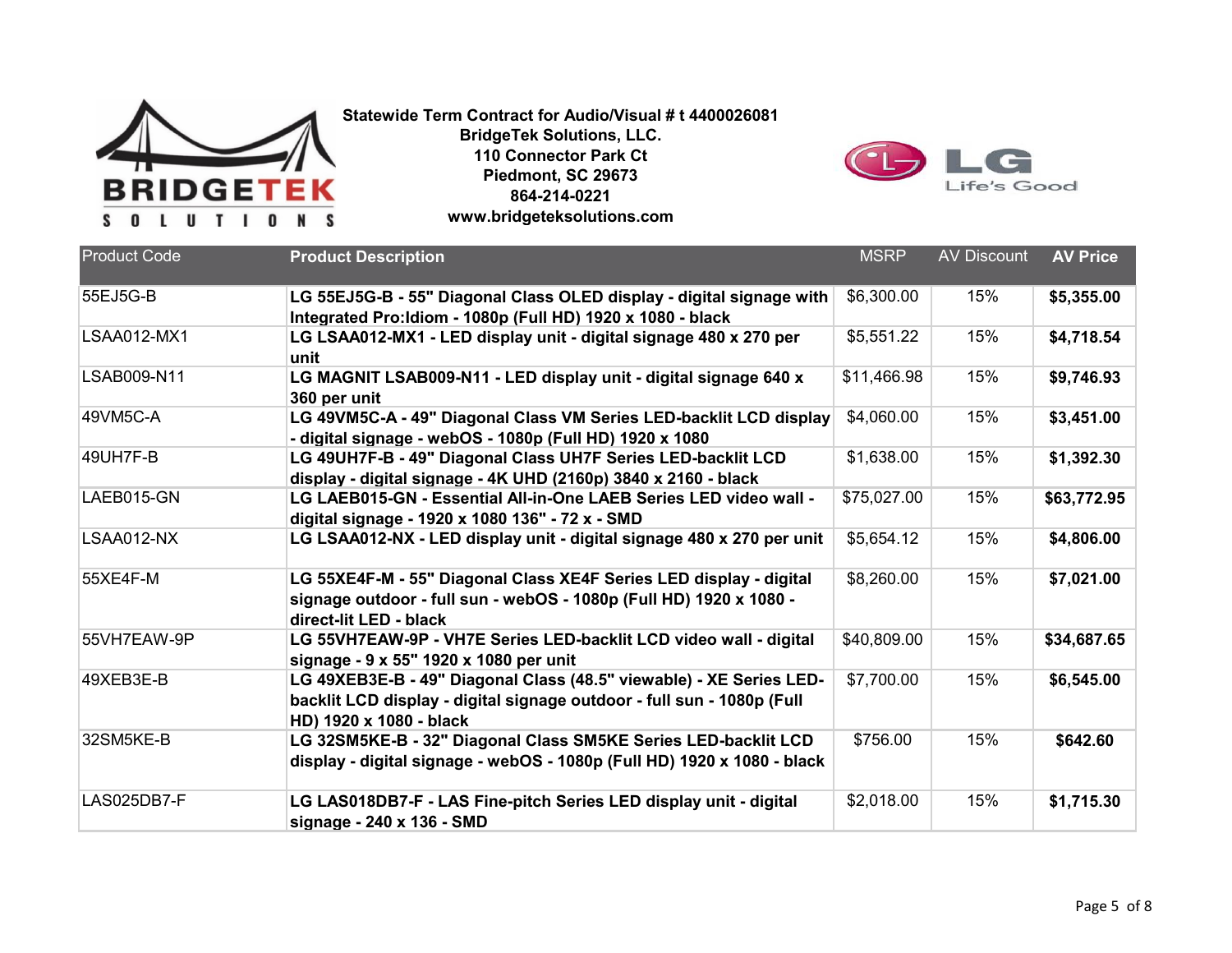**Statewide Term Contract for Audio/Visual # t 4400026081**
**BridgeTek Solutions, LLC.**
**110 Connector Park Ct**
**Piedmont, SC 29673**
**864-214-0221**
**www.bridgeteksolutions.com**

| Product Code | Product Description | MSRP | AV Discount | AV Price |
|---|---|---|---|---|
| 55EJ5G-B | **LG 55EJ5G-B - 55" Diagonal Class OLED display - digital signage with Integrated Pro:Idiom - 1080p (Full HD) 1920 x 1080 - black** | $6,300.00 | 15% | **$5,355.00** |
| LSAA012-MX1 | **LG LSAA012-MX1 - LED display unit - digital signage 480 x 270 per unit** | $5,551.22 | 15% | **$4,718.54** |
| LSAB009-N11 | **LG MAGNIT LSAB009-N11 - LED display unit - digital signage 640 x 360 per unit** | $11,466.98 | 15% | **$9,746.93** |
| 49VM5C-A | **LG 49VM5C-A - 49" Diagonal Class VM Series LED-backlit LCD display - digital signage - webOS - 1080p (Full HD) 1920 x 1080** | $4,060.00 | 15% | **$3,451.00** |
| 49UH7F-B | **LG 49UH7F-B - 49" Diagonal Class UH7F Series LED-backlit LCD display - digital signage - 4K UHD (2160p) 3840 x 2160 - black** | $1,638.00 | 15% | **$1,392.30** |
| LAEB015-GN | **LG LAEB015-GN - Essential All-in-One LAEB Series LED video wall - digital signage - 1920 x 1080 136" - 72 x - SMD** | $75,027.00 | 15% | **$63,772.95** |
| LSAA012-NX | **LG LSAA012-NX - LED display unit - digital signage 480 x 270 per unit** | $5,654.12 | 15% | **$4,806.00** |
| 55XE4F-M | **LG 55XE4F-M - 55" Diagonal Class XE4F Series LED display - digital signage outdoor - full sun - webOS - 1080p (Full HD) 1920 x 1080 - direct-lit LED - black** | $8,260.00 | 15% | **$7,021.00** |
| 55VH7EAW-9P | **LG 55VH7EAW-9P - VH7E Series LED-backlit LCD video wall - digital signage - 9 x 55" 1920 x 1080 per unit** | $40,809.00 | 15% | **$34,687.65** |
| 49XEB3E-B | **LG 49XEB3E-B - 49" Diagonal Class (48.5" viewable) - XE Series LED-backlit LCD display - digital signage outdoor - full sun - 1080p (Full HD) 1920 x 1080 - black** | $7,700.00 | 15% | **$6,545.00** |
| 32SM5KE-B | **LG 32SM5KE-B - 32" Diagonal Class SM5KE Series LED-backlit LCD display - digital signage - webOS - 1080p (Full HD) 1920 x 1080 - black** | $756.00 | 15% | **$642.60** |
| LAS025DB7-F | **LG LAS018DB7-F - LAS Fine-pitch Series LED display unit - digital signage - 240 x 136 - SMD** | $2,018.00 | 15% | **$1,715.30** |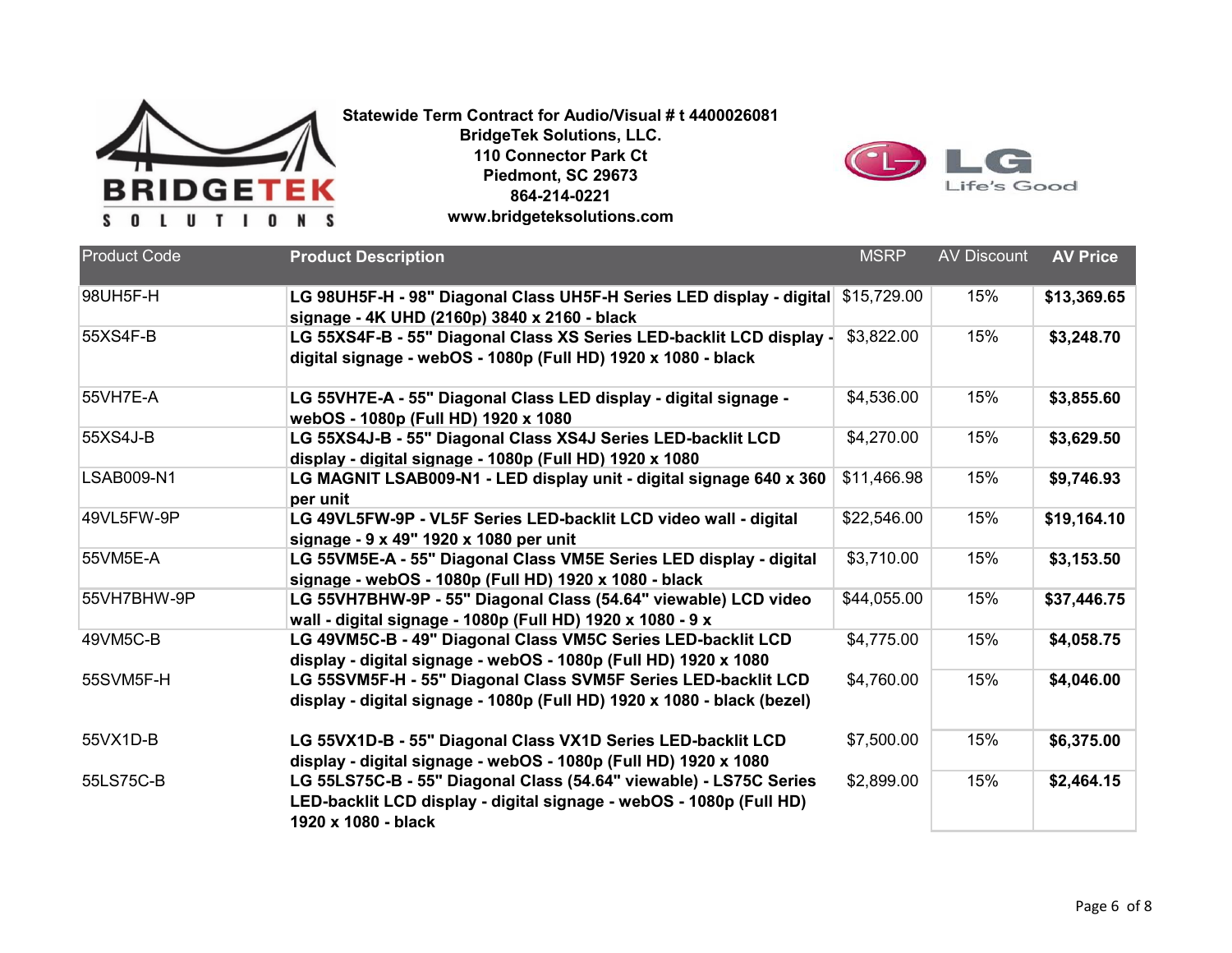**Statewide Term Contract for Audio/Visual # t 4400026081**
**BridgeTek Solutions, LLC.**
**110 Connector Park Ct**
**Piedmont, SC 29673**
**864-214-0221**
**www.bridgeteksolutions.com**

| Product Code | Product Description | MSRP | AV Discount | AV Price |
|---|---|---|---|---|
| 98UH5F-H | **LG 98UH5F-H - 98" Diagonal Class UH5F-H Series LED display - digital signage - 4K UHD (2160p) 3840 x 2160 - black** | $15,729.00 | 15% | **$13,369.65** |
| 55XS4F-B | **LG 55XS4F-B - 55" Diagonal Class XS Series LED-backlit LCD display - digital signage - webOS - 1080p (Full HD) 1920 x 1080 - black** | $3,822.00 | 15% | **$3,248.70** |
| 55VH7E-A | **LG 55VH7E-A - 55" Diagonal Class LED display - digital signage - webOS - 1080p (Full HD) 1920 x 1080** | $4,536.00 | 15% | **$3,855.60** |
| 55XS4J-B | **LG 55XS4J-B - 55" Diagonal Class XS4J Series LED-backlit LCD display - digital signage - 1080p (Full HD) 1920 x 1080** | $4,270.00 | 15% | **$3,629.50** |
| LSAB009-N1 | **LG MAGNIT LSAB009-N1 - LED display unit - digital signage 640 x 360 per unit** | $11,466.98 | 15% | **$9,746.93** |
| 49VL5FW-9P | **LG 49VL5FW-9P - VL5F Series LED-backlit LCD video wall - digital signage - 9 x 49" 1920 x 1080 per unit** | $22,546.00 | 15% | **$19,164.10** |
| 55VM5E-A | **LG 55VM5E-A - 55" Diagonal Class VM5E Series LED display - digital signage - webOS - 1080p (Full HD) 1920 x 1080 - black** | $3,710.00 | 15% | **$3,153.50** |
| 55VH7BHW-9P | **LG 55VH7BHW-9P - 55" Diagonal Class (54.64" viewable) LCD video wall - digital signage - 1080p (Full HD) 1920 x 1080 - 9 x** | $44,055.00 | 15% | **$37,446.75** |
| 49VM5C-B | **LG 49VM5C-B - 49" Diagonal Class VM5C Series LED-backlit LCD display - digital signage - webOS - 1080p (Full HD) 1920 x 1080** | $4,775.00 | 15% | **$4,058.75** |
| 55SVM5F-H | **LG 55SVM5F-H - 55" Diagonal Class SVM5F Series LED-backlit LCD display - digital signage - 1080p (Full HD) 1920 x 1080 - black (bezel)** | $4,760.00 | 15% | **$4,046.00** |
| 55VX1D-B | **LG 55VX1D-B - 55" Diagonal Class VX1D Series LED-backlit LCD display - digital signage - webOS - 1080p (Full HD) 1920 x 1080** | $7,500.00 | 15% | **$6,375.00** |
| 55LS75C-B | **LG 55LS75C-B - 55" Diagonal Class (54.64" viewable) - LS75C Series LED-backlit LCD display - digital signage - webOS - 1080p (Full HD) 1920 x 1080 - black** | $2,899.00 | 15% | **$2,464.15** |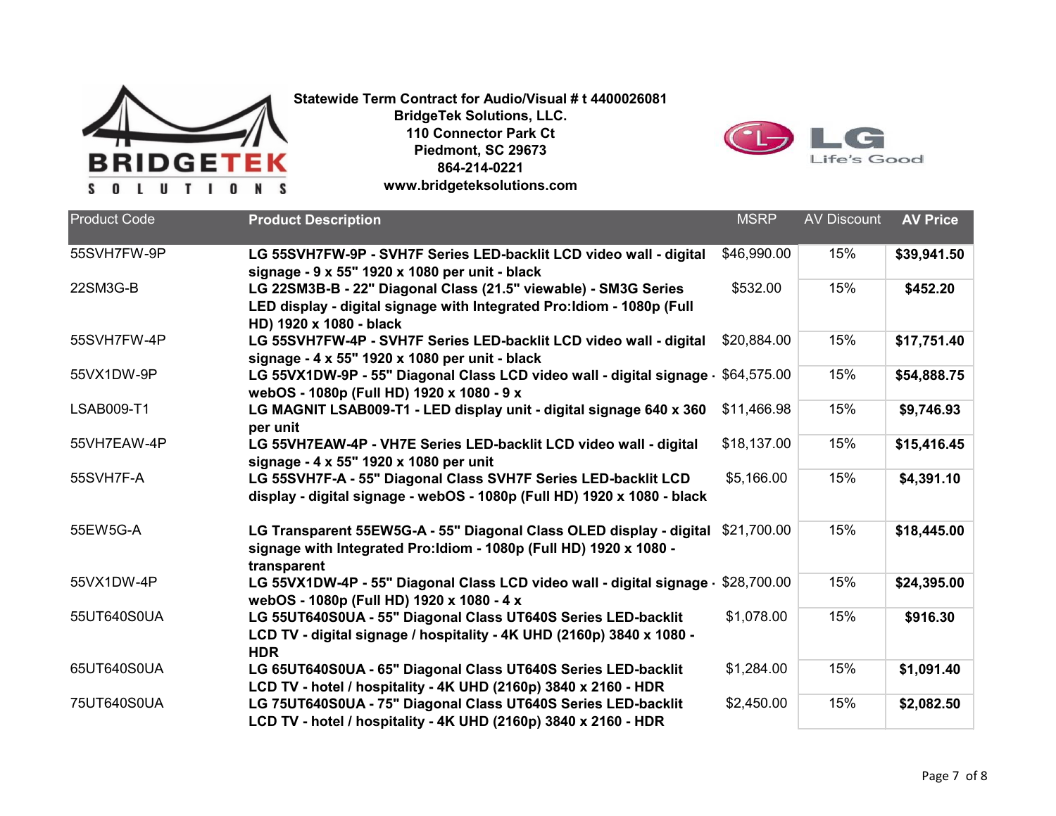**Statewide Term Contract for Audio/Visual # t 4400026081**
**BridgeTek Solutions, LLC.**
**110 Connector Park Ct**
**Piedmont, SC 29673**
**864-214-0221**
**www.bridgeteksolutions.com**

| Product Code | Product Description | MSRP | AV Discount | AV Price |
|---|---|---|---|---|
| 55SVH7FW-9P | **LG 55SVH7FW-9P - SVH7F Series LED-backlit LCD video wall - digital signage - 9 x 55" 1920 x 1080 per unit - black** | $46,990.00 | 15% | **$39,941.50** |
| 22SM3G-B | **LG 22SM3B-B - 22" Diagonal Class (21.5" viewable) - SM3G Series LED display - digital signage with Integrated Pro:Idiom - 1080p (Full HD) 1920 x 1080 - black** | $532.00 | 15% | **$452.20** |
| 55SVH7FW-4P | **LG 55SVH7FW-4P - SVH7F Series LED-backlit LCD video wall - digital signage - 4 x 55" 1920 x 1080 per unit - black** | $20,884.00 | 15% | **$17,751.40** |
| 55VX1DW-9P | **LG 55VX1DW-9P - 55" Diagonal Class LCD video wall - digital signage - webOS - 1080p (Full HD) 1920 x 1080 - 9 x** | $64,575.00 | 15% | **$54,888.75** |
| LSAB009-T1 | **LG MAGNIT LSAB009-T1 - LED display unit - digital signage 640 x 360 per unit** | $11,466.98 | 15% | **$9,746.93** |
| 55VH7EAW-4P | **LG 55VH7EAW-4P - VH7E Series LED-backlit LCD video wall - digital signage - 4 x 55" 1920 x 1080 per unit** | $18,137.00 | 15% | **$15,416.45** |
| 55SVH7F-A | **LG 55SVH7F-A - 55" Diagonal Class SVH7F Series LED-backlit LCD display - digital signage - webOS - 1080p (Full HD) 1920 x 1080 - black** | $5,166.00 | 15% | **$4,391.10** |
| 55EW5G-A | **LG Transparent 55EW5G-A - 55" Diagonal Class OLED display - digital signage with Integrated Pro:Idiom - 1080p (Full HD) 1920 x 1080 - transparent** | $21,700.00 | 15% | **$18,445.00** |
| 55VX1DW-4P | **LG 55VX1DW-4P - 55" Diagonal Class LCD video wall - digital signage - webOS - 1080p (Full HD) 1920 x 1080 - 4 x** | $28,700.00 | 15% | **$24,395.00** |
| 55UT640S0UA | **LG 55UT640S0UA - 55" Diagonal Class UT640S Series LED-backlit LCD TV - digital signage / hospitality - 4K UHD (2160p) 3840 x 1080 - HDR** | $1,078.00 | 15% | **$916.30** |
| 65UT640S0UA | **LG 65UT640S0UA - 65" Diagonal Class UT640S Series LED-backlit LCD TV - hotel / hospitality - 4K UHD (2160p) 3840 x 2160 - HDR** | $1,284.00 | 15% | **$1,091.40** |
| 75UT640S0UA | **LG 75UT640S0UA - 75" Diagonal Class UT640S Series LED-backlit LCD TV - hotel / hospitality - 4K UHD (2160p) 3840 x 2160 - HDR** | $2,450.00 | 15% | **$2,082.50** |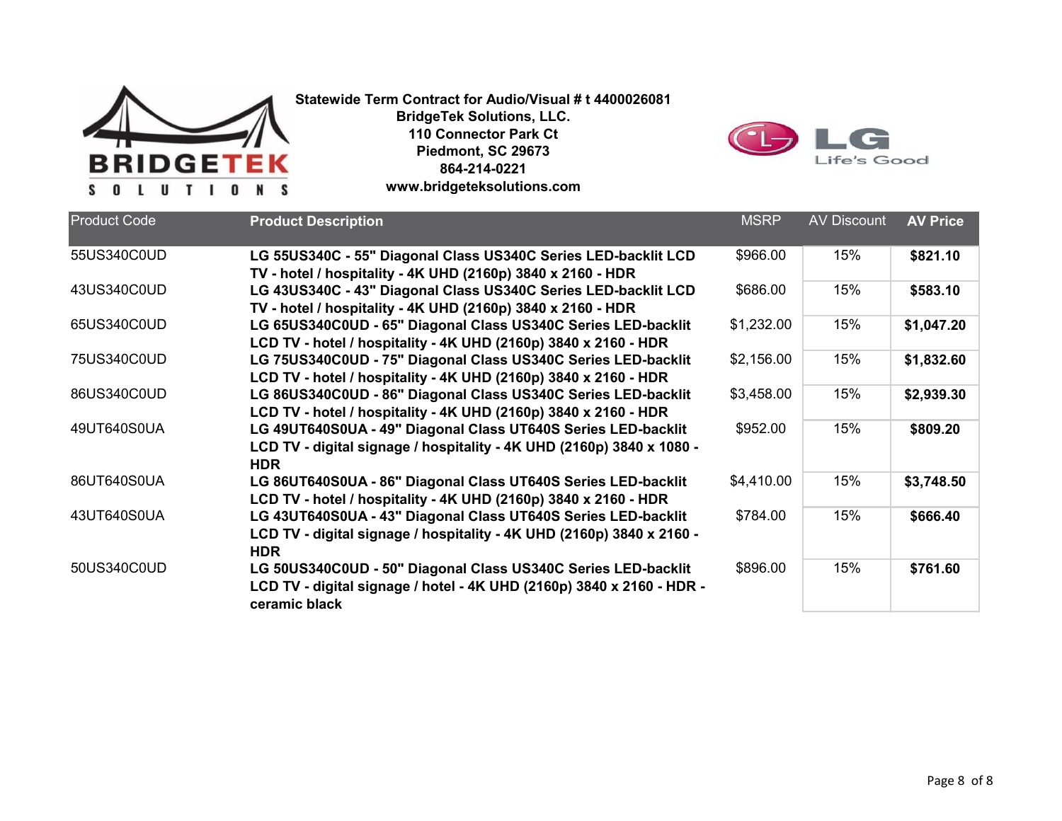**Statewide Term Contract for Audio/Visual # t 4400026081**
**BridgeTek Solutions, LLC.**
**110 Connector Park Ct**
**Piedmont, SC 29673**
**864-214-0221**
**www.bridgeteksolutions.com**

| Product Code | Product Description | MSRP | AV Discount | AV Price |
|---|---|---|---|---|
| 55US340C0UD | **LG 55US340C - 55" Diagonal Class US340C Series LED-backlit LCD TV - hotel / hospitality - 4K UHD (2160p) 3840 x 2160 - HDR** | $966.00 | 15% | **$821.10** |
| 43US340C0UD | **LG 43US340C - 43" Diagonal Class US340C Series LED-backlit LCD TV - hotel / hospitality - 4K UHD (2160p) 3840 x 2160 - HDR** | $686.00 | 15% | **$583.10** |
| 65US340C0UD | **LG 65US340C0UD - 65" Diagonal Class US340C Series LED-backlit LCD TV - hotel / hospitality - 4K UHD (2160p) 3840 x 2160 - HDR** | $1,232.00 | 15% | **$1,047.20** |
| 75US340C0UD | **LG 75US340C0UD - 75" Diagonal Class US340C Series LED-backlit LCD TV - hotel / hospitality - 4K UHD (2160p) 3840 x 2160 - HDR** | $2,156.00 | 15% | **$1,832.60** |
| 86US340C0UD | **LG 86US340C0UD - 86" Diagonal Class US340C Series LED-backlit LCD TV - hotel / hospitality - 4K UHD (2160p) 3840 x 2160 - HDR** | $3,458.00 | 15% | **$2,939.30** |
| 49UT640S0UA | **LG 49UT640S0UA - 49" Diagonal Class UT640S Series LED-backlit LCD TV - digital signage / hospitality - 4K UHD (2160p) 3840 x 1080 - HDR** | $952.00 | 15% | **$809.20** |
| 86UT640S0UA | **LG 86UT640S0UA - 86" Diagonal Class UT640S Series LED-backlit LCD TV - hotel / hospitality - 4K UHD (2160p) 3840 x 2160 - HDR** | $4,410.00 | 15% | **$3,748.50** |
| 43UT640S0UA | **LG 43UT640S0UA - 43" Diagonal Class UT640S Series LED-backlit LCD TV - digital signage / hospitality - 4K UHD (2160p) 3840 x 2160 - HDR** | $784.00 | 15% | **$666.40** |
| 50US340C0UD | **LG 50US340C0UD - 50" Diagonal Class US340C Series LED-backlit LCD TV - digital signage / hotel - 4K UHD (2160p) 3840 x 2160 - HDR - ceramic black** | $896.00 | 15% | **$761.60** |